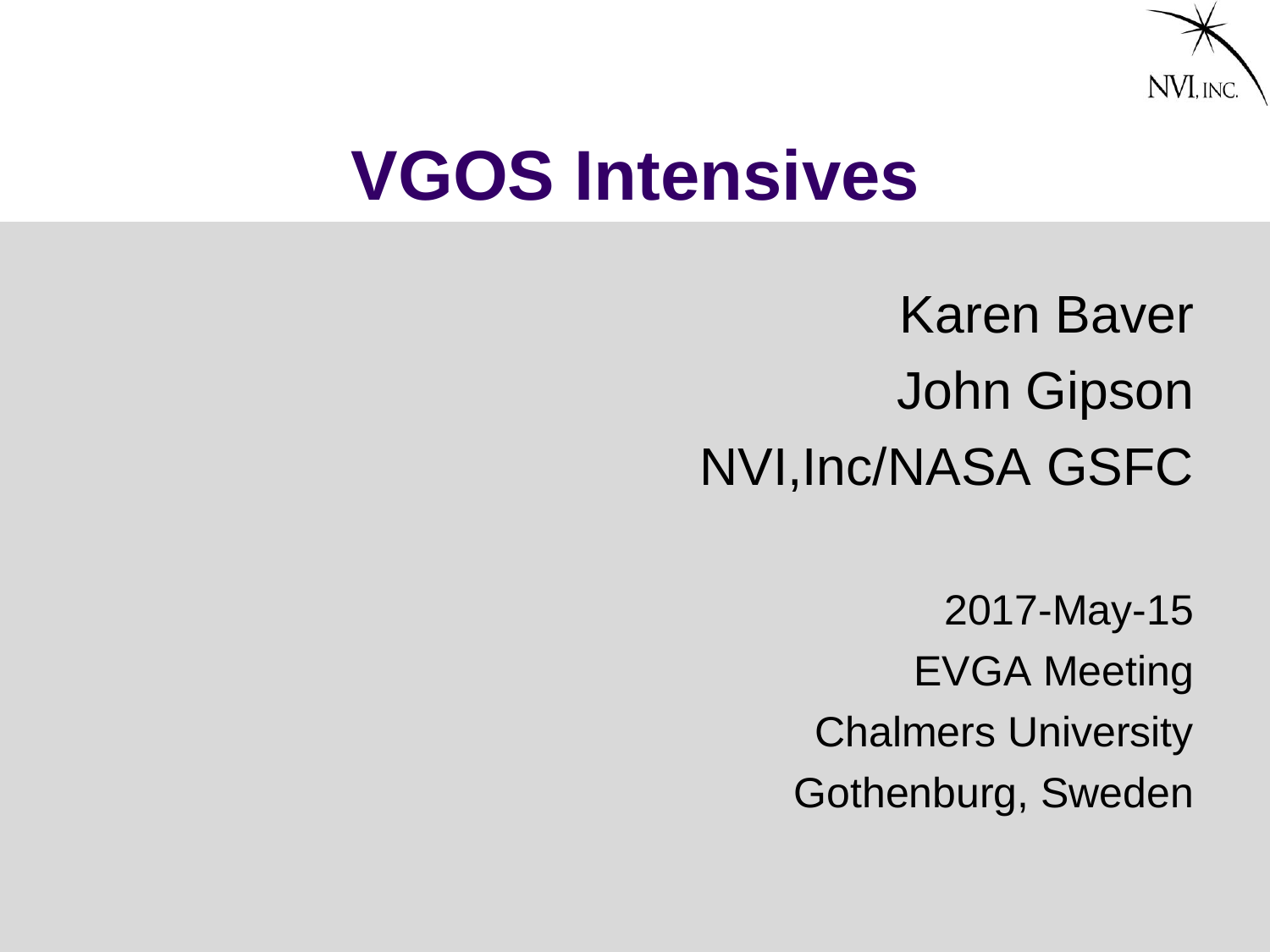# VGOS Intensives

Karen Baver

John Gipson

NVI,Inc/NASA GSFC

2017-May-15

EVGA Meeting

Chalmers University

Gothenburg, Sweden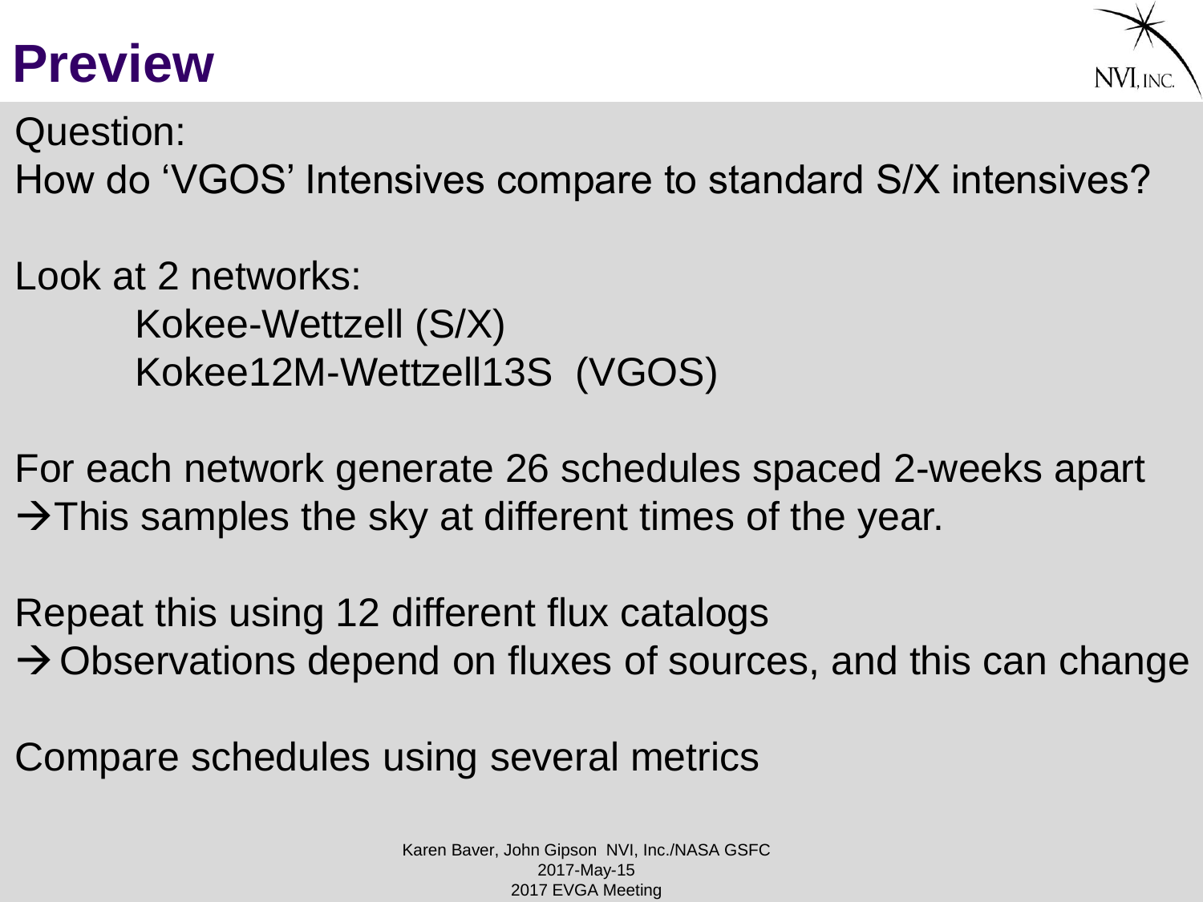# Preview

Question:
How do 'VGOS' Intensives compare to standard S/X intensives?

Look at 2 networks:

Kokee-Wettzell (S/X)
Kokee12M-Wettzell13S (VGOS)

For each network generate 26 schedules spaced 2-weeks apart
→This samples the sky at different times of the year.

Repeat this using 12 different flux catalogs
→ Observations depend on fluxes of sources, and this can change

Compare schedules using several metrics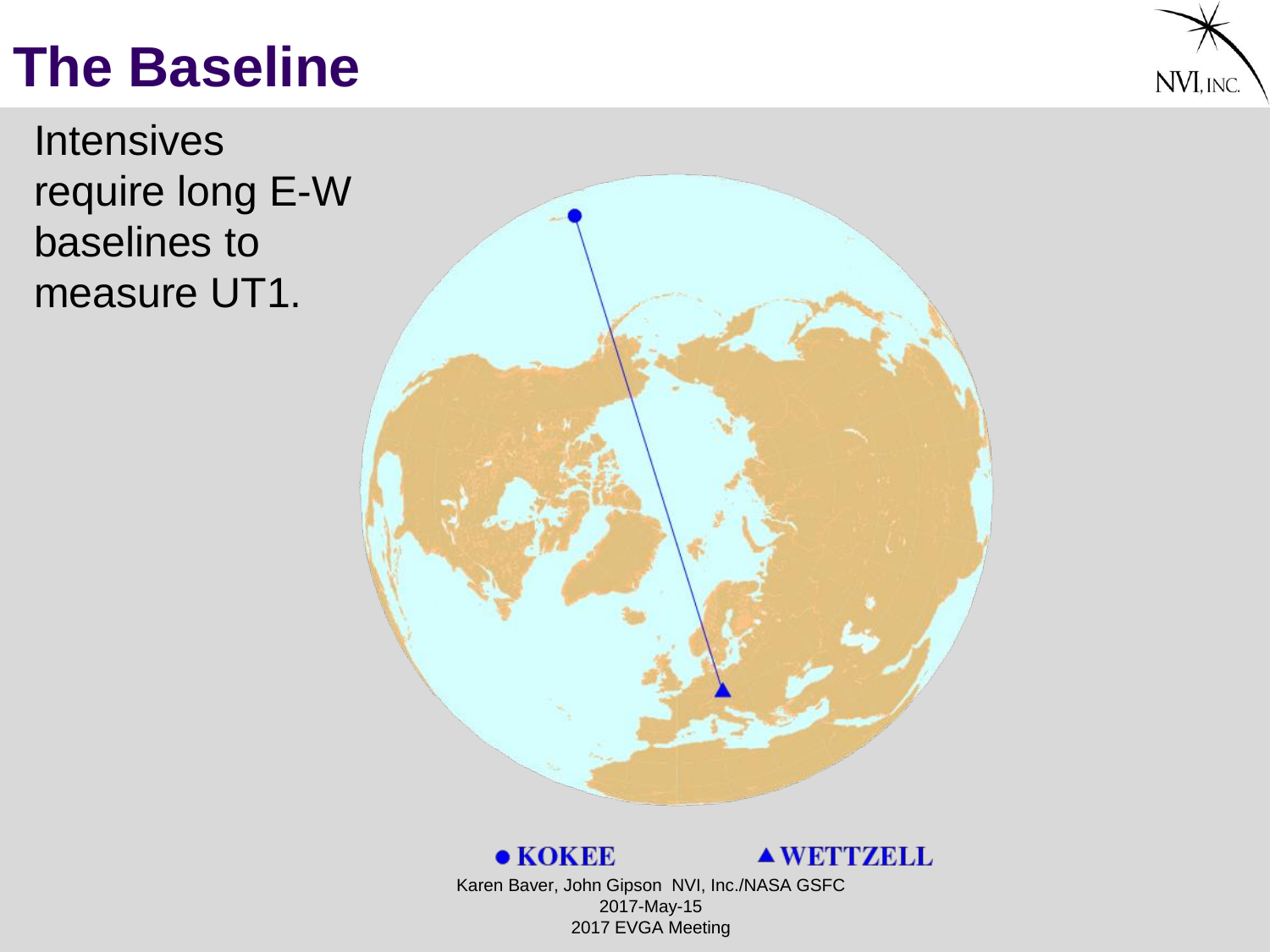# The Baseline

Intensives require long E-W baselines to measure UT1.

● KOKEE ▲ WETTZELL

Karen Baver, John Gipson NVI, Inc./NASA GSFC
2017-May-15
2017 EVGA Meeting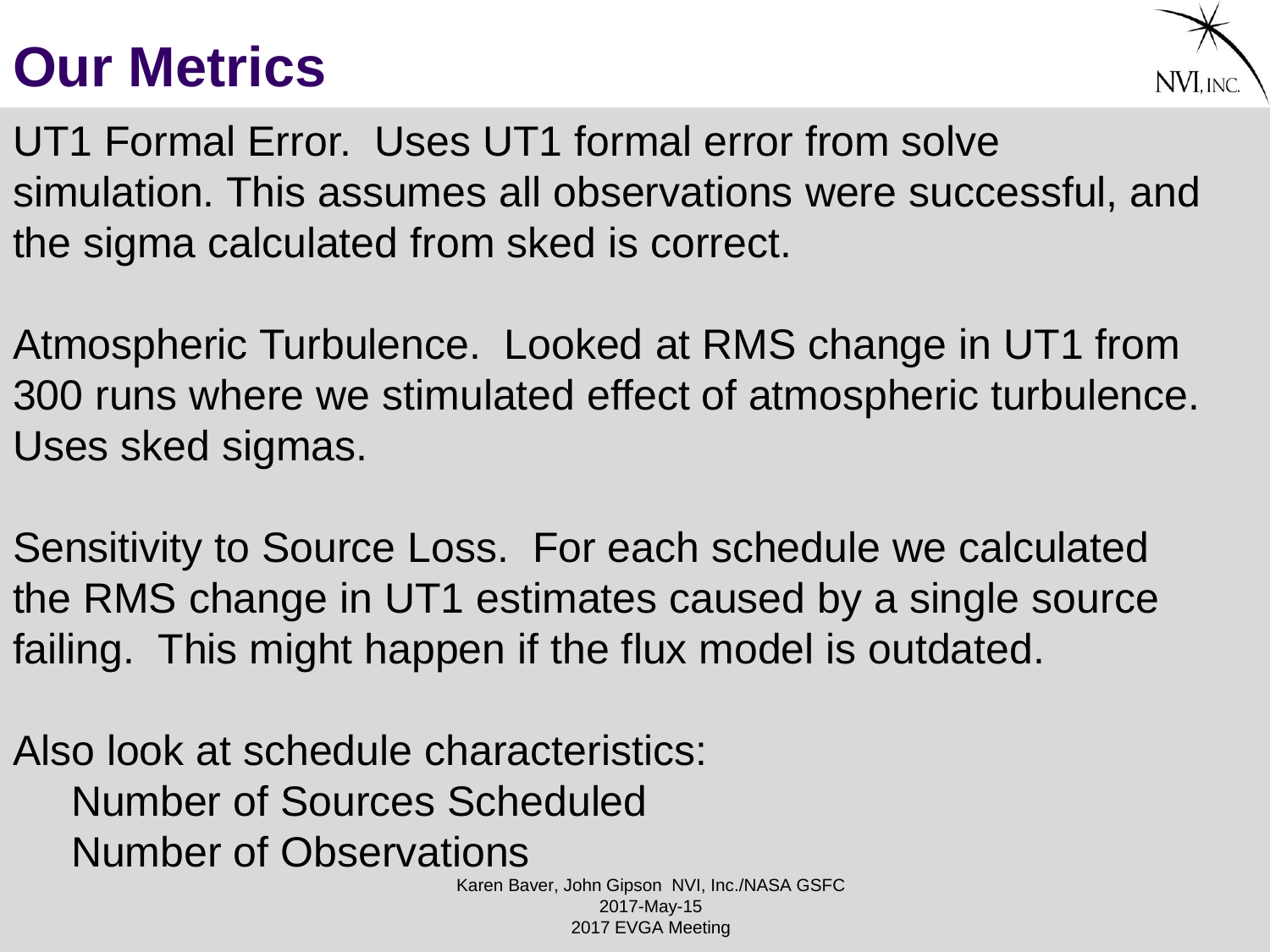# Our Metrics

UT1 Formal Error. Uses UT1 formal error from solve simulation. This assumes all observations were successful, and the sigma calculated from sked is correct.

Atmospheric Turbulence. Looked at RMS change in UT1 from 300 runs where we stimulated effect of atmospheric turbulence. Uses sked sigmas.

Sensitivity to Source Loss. For each schedule we calculated the RMS change in UT1 estimates caused by a single source failing. This might happen if the flux model is outdated.

Also look at schedule characteristics:

- Number of Sources Scheduled
- Number of Observations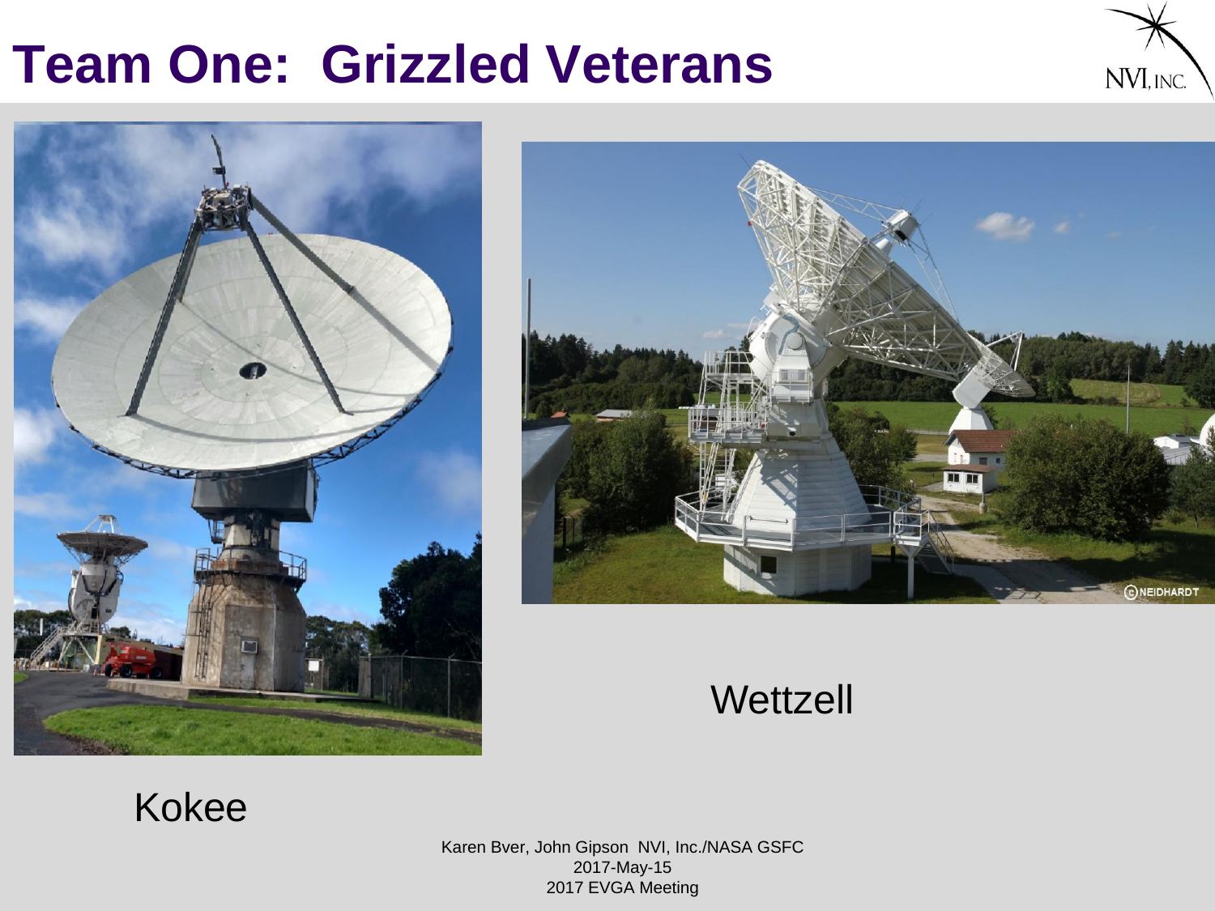# Team One: Grizzled Veterans

Kokee

Wettzell

Karen Bver, John Gipson NVI, Inc./NASA GSFC
2017-May-15
2017 EVGA Meeting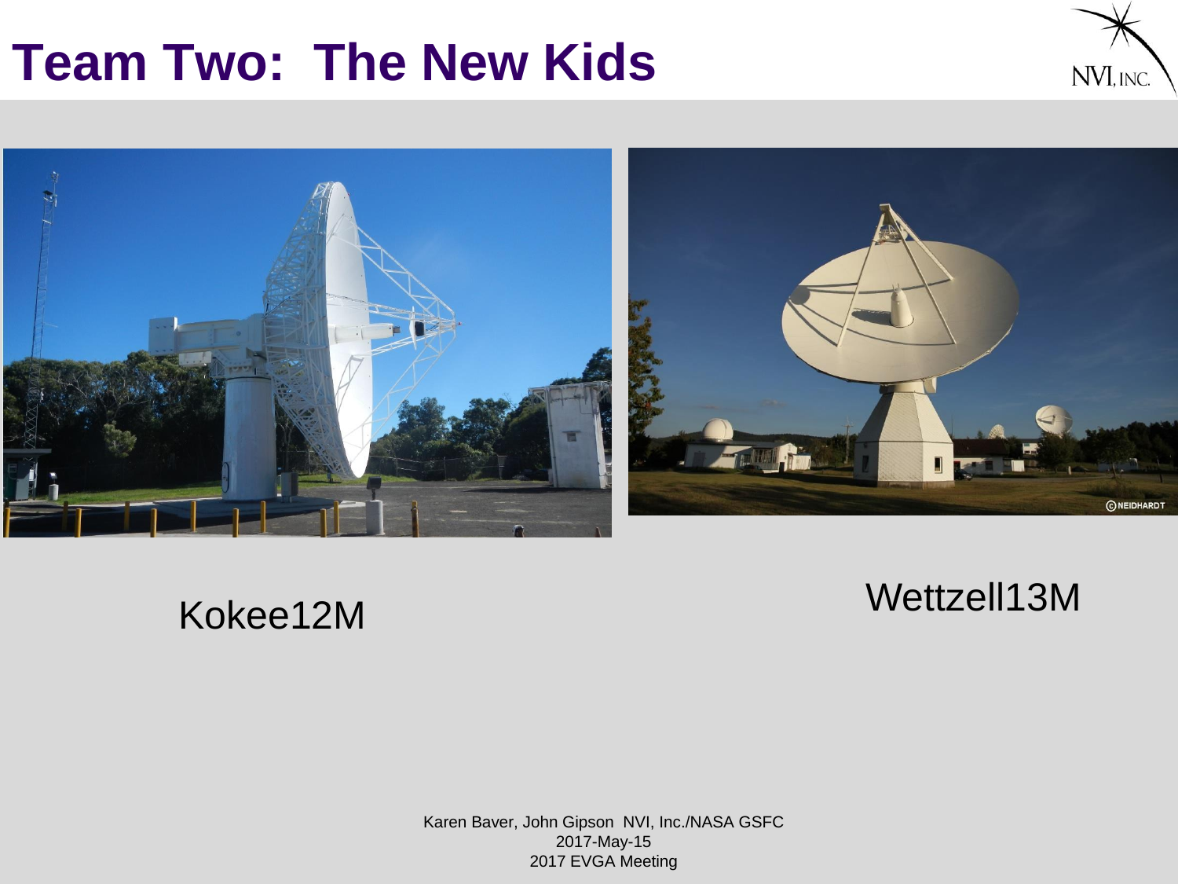# Team Two: The New Kids

Kokee12M

Wettzell13M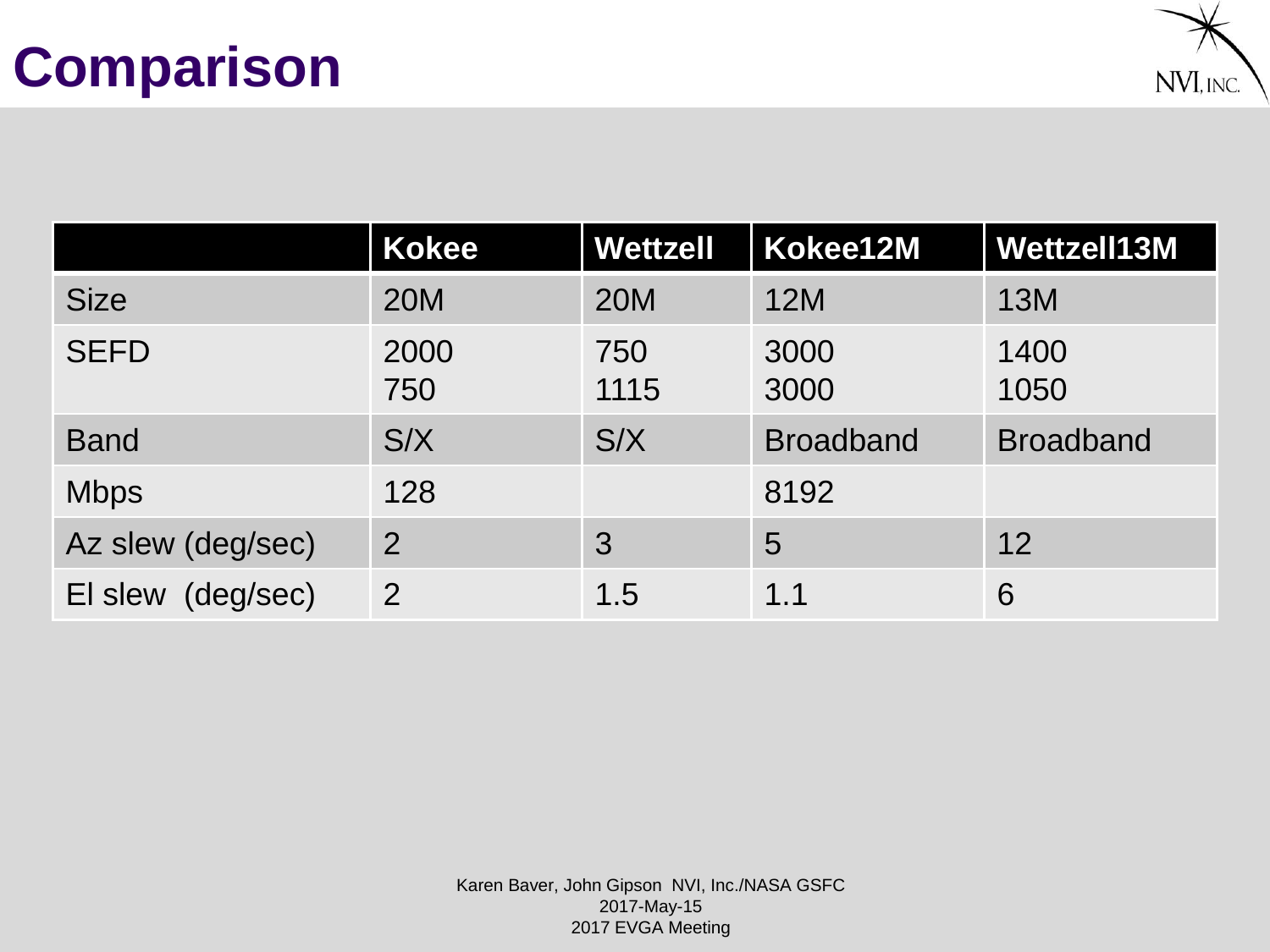# Comparison

| | Kokee | Wettzell | Kokee12M | Wettzell13M |
|---|---|---|---|---|
| Size | 20M | 20M | 12M | 13M |
| SEFD | 2000<br>750 | 750<br>1115 | 3000<br>3000 | 1400<br>1050 |
| Band | S/X | S/X | Broadband | Broadband |
| Mbps | 128 | | 8192 | |
| Az slew (deg/sec) | 2 | 3 | 5 | 12 |
| El slew (deg/sec) | 2 | 1.5 | 1.1 | 6 |

Karen Baver, John Gipson NVI, Inc./NASA GSFC
2017-May-15
2017 EVGA Meeting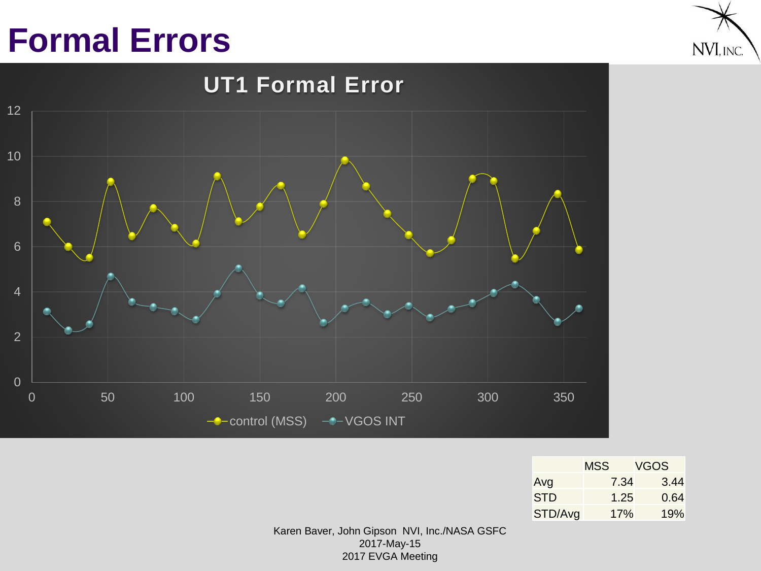# Formal Errors

| | MSS | VGOS |
|---|---|---|
| Avg | 7.34 | 3.44 |
| STD | 1.25 | 0.64 |
| STD/Avg | 17% | 19% |

Karen Baver, John Gipson NVI, Inc./NASA GSFC
2017-May-15
2017 EVGA Meeting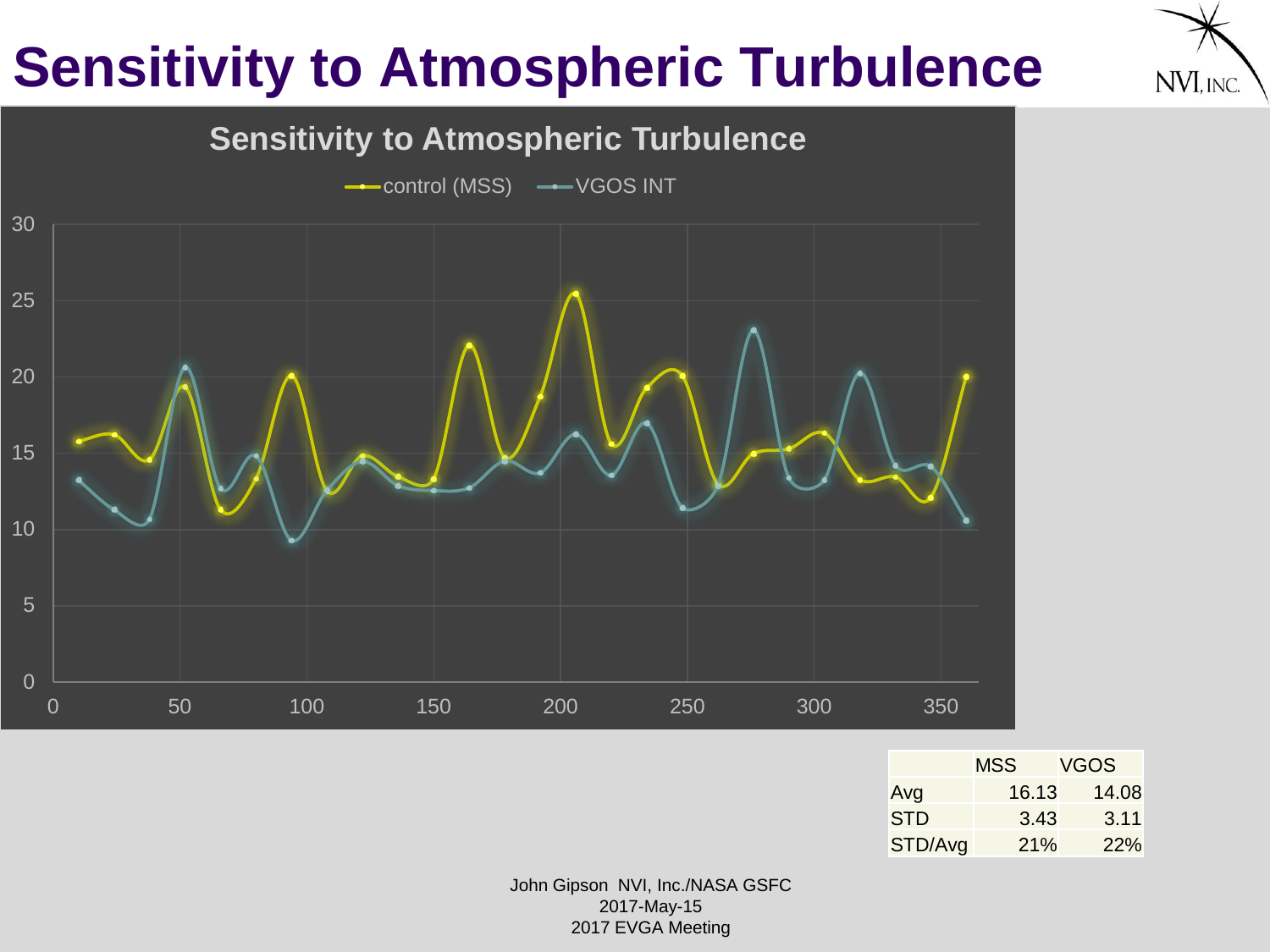# Sensitivity to Atmospheric Turbulence

**Sensitivity to Atmospheric Turbulence**

control (MSS) — VGOS INT

| | MSS | VGOS |
|---|---|---|
| Avg | 16.13 | 14.08 |
| STD | 3.43 | 3.11 |
| STD/Avg | 21% | 22% |

John Gipson NVI, Inc./NASA GSFC
2017-May-15
2017 EVGA Meeting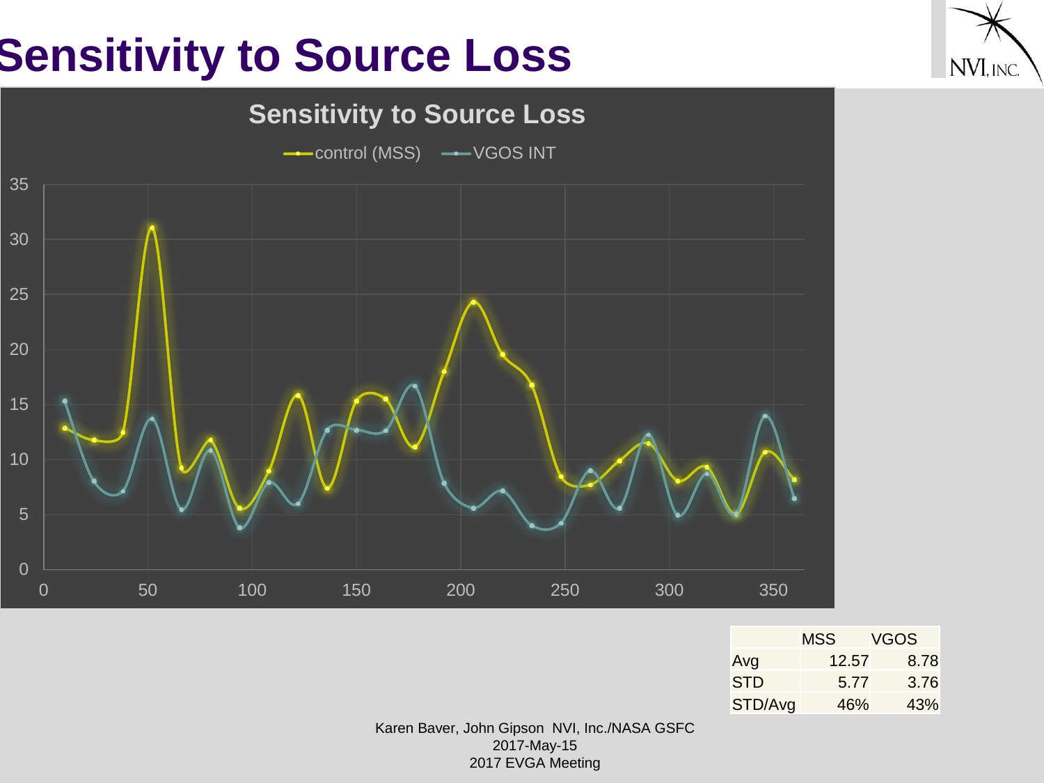# Sensitivity to Source Loss

| | MSS | VGOS |
|---|---|---|
| Avg | 12.57 | 8.78 |
| STD | 5.77 | 3.76 |
| STD/Avg | 46% | 43% |

Karen Baver, John Gipson NVI, Inc./NASA GSFC
2017-May-15
2017 EVGA Meeting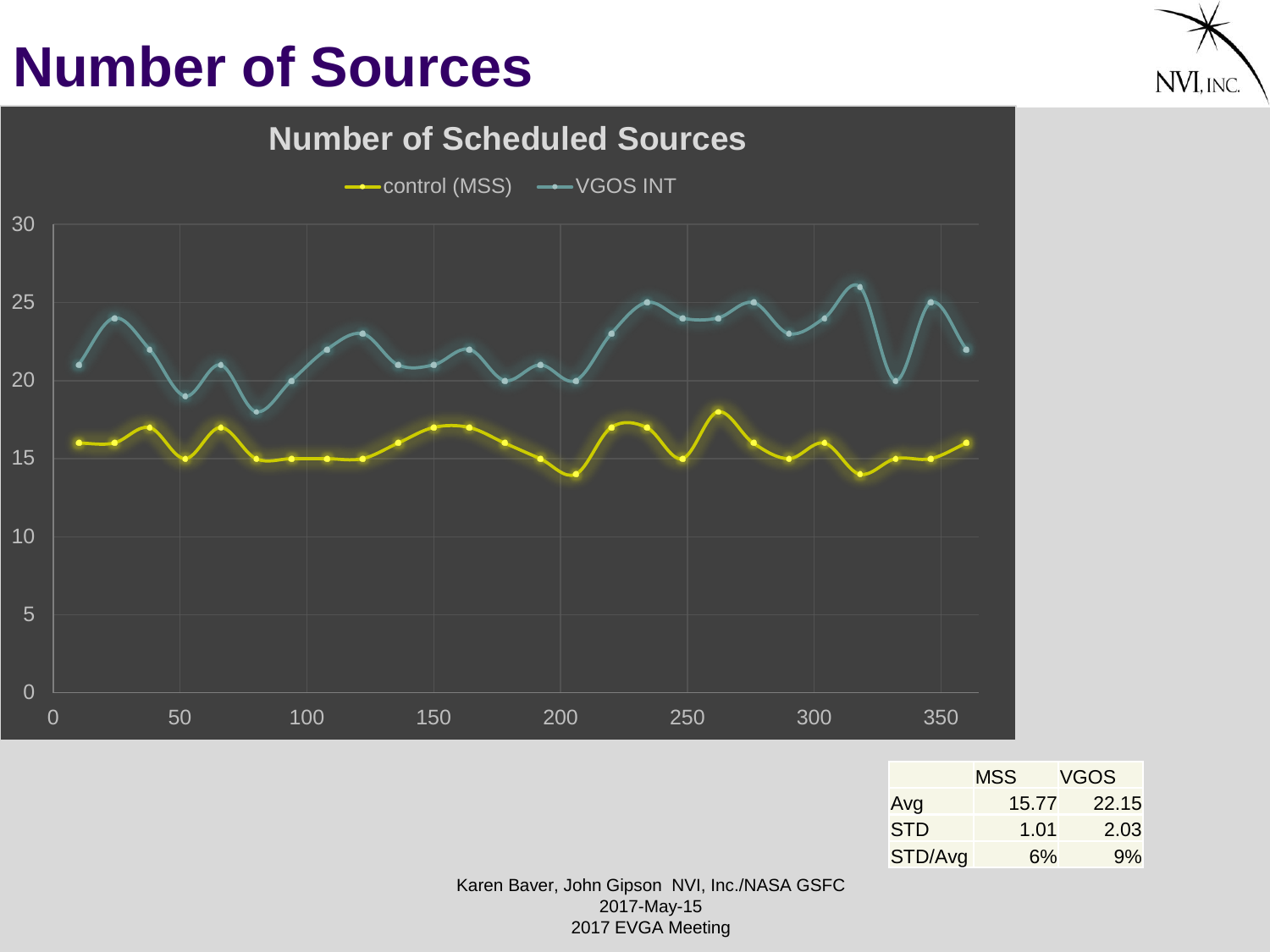# Number of Sources

| | MSS | VGOS |
|---|---|---|
| Avg | 15.77 | 22.15 |
| STD | 1.01 | 2.03 |
| STD/Avg | 6% | 9% |

Karen Baver, John Gipson NVI, Inc./NASA GSFC
2017-May-15
2017 EVGA Meeting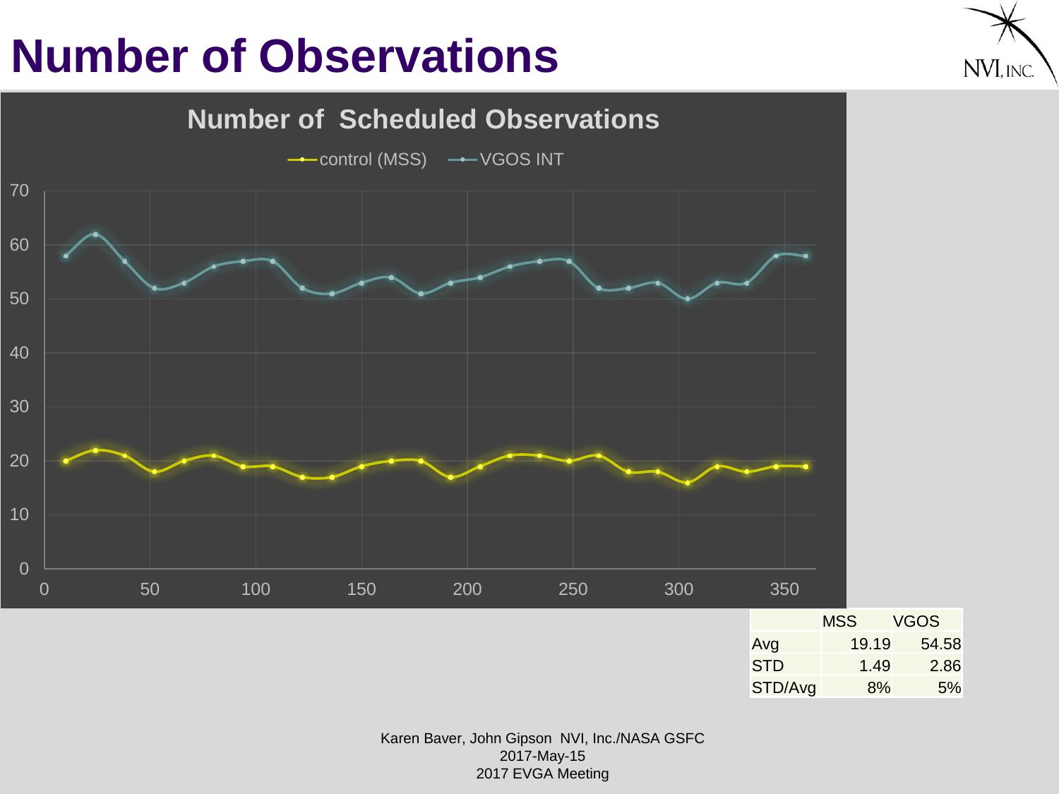# Number of Observations

Number of Scheduled Observations

control (MSS) — VGOS INT

| | MSS | VGOS |
|---|---|---|
| Avg | 19.19 | 54.58 |
| STD | 1.49 | 2.86 |
| STD/Avg | 8% | 5% |

Karen Baver, John Gipson NVI, Inc./NASA GSFC
2017-May-15
2017 EVGA Meeting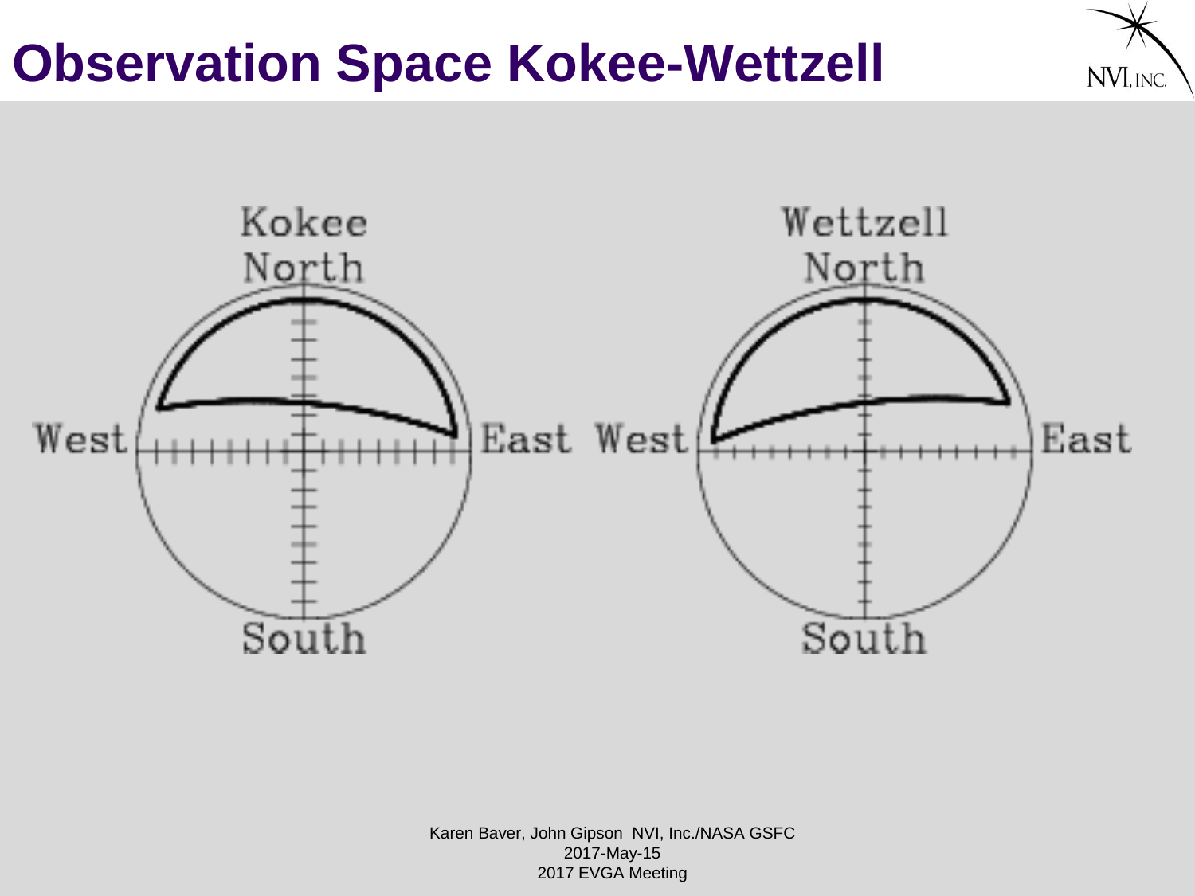# Observation Space Kokee-Wettzell

Kokee

North

West

East

South

Wettzell

North

West

East

South

Karen Baver, John Gipson NVI, Inc./NASA GSFC
2017-May-15
2017 EVGA Meeting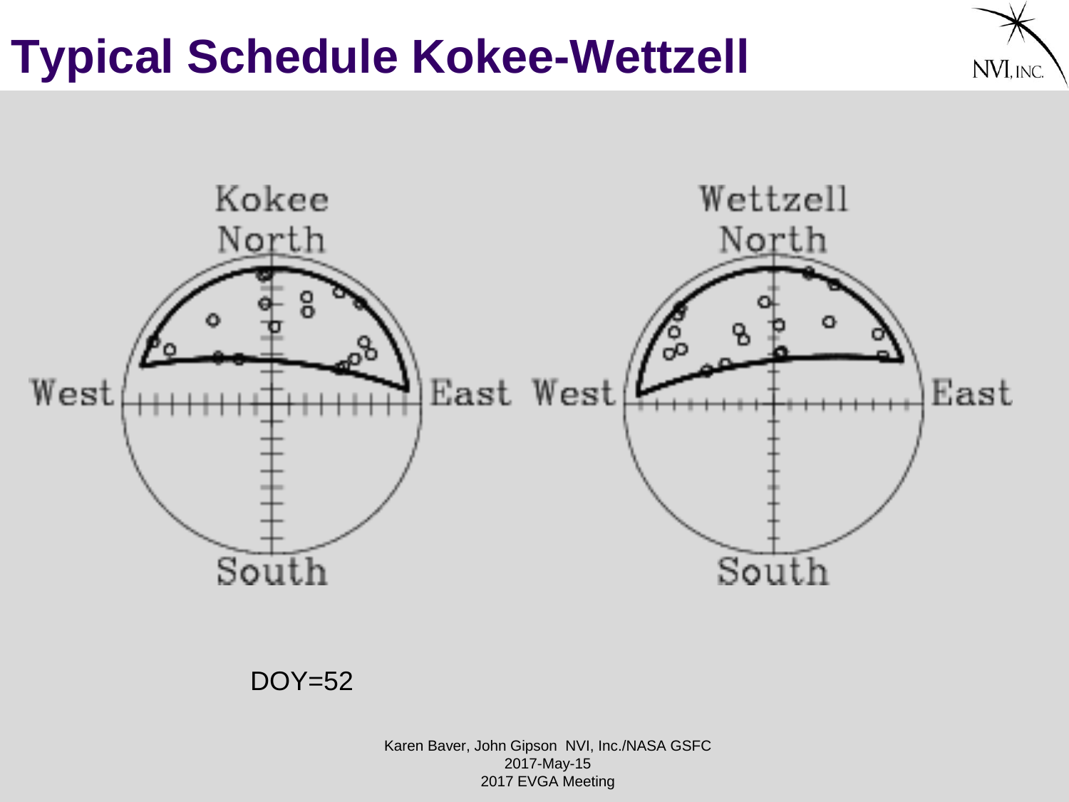# Typical Schedule Kokee-Wettzell

Kokee North

West East

South

Wettzell North

West East

South

DOY=52

Karen Baver, John Gipson NVI, Inc./NASA GSFC
2017-May-15
2017 EVGA Meeting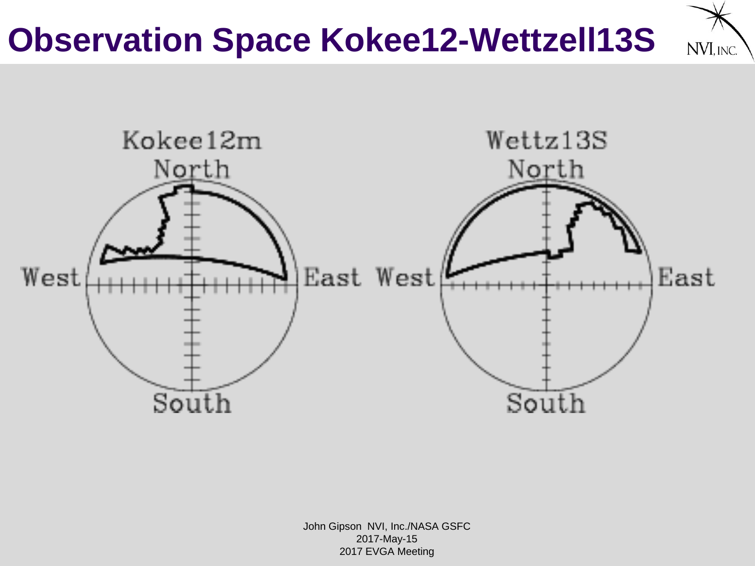# Observation Space Kokee12-Wettzell13S

Kokee12m

North

West

East

South

Wettz13S

North

West

East

South

John Gipson NVI, Inc./NASA GSFC
2017-May-15
2017 EVGA Meeting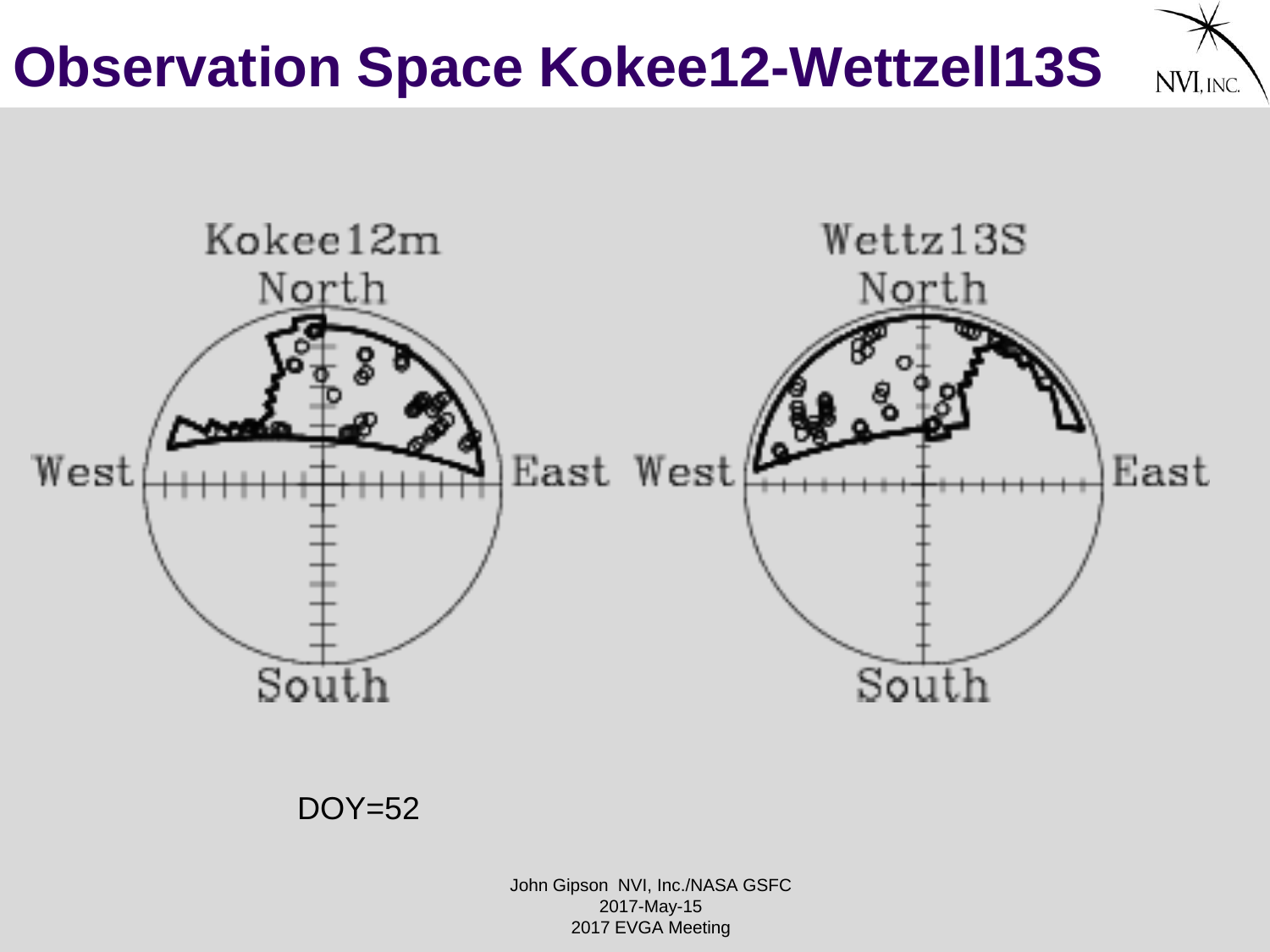# Observation Space Kokee12-Wettzell13S

Kokee12m

North

West

East

South

Wettz13S

North

West

East

South

DOY=52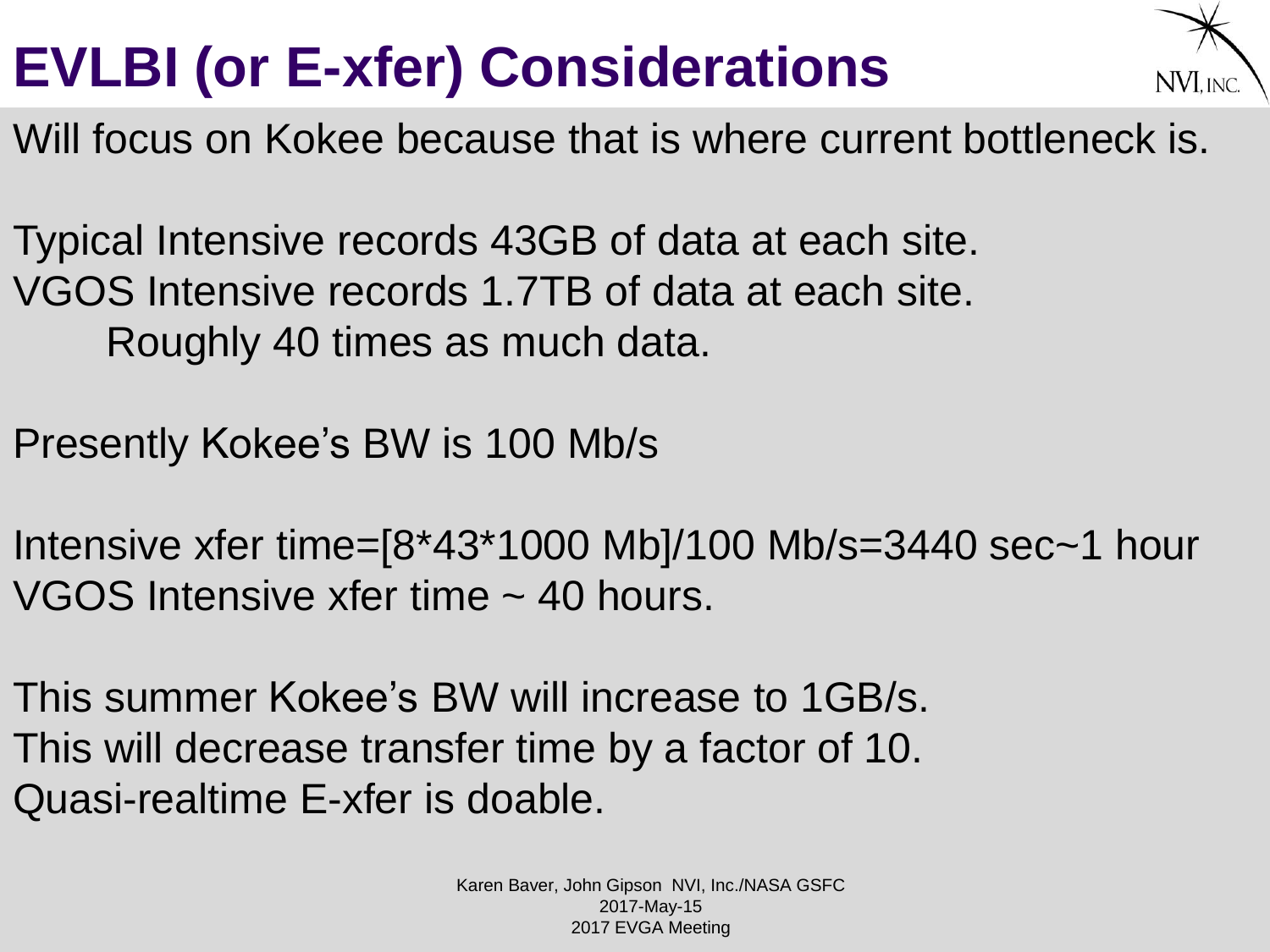# EVLBI (or E-xfer) Considerations

Will focus on Kokee because that is where current bottleneck is.

Typical Intensive records 43GB of data at each site.
VGOS Intensive records 1.7TB of data at each site.
    Roughly 40 times as much data.

Presently Kokee's BW is 100 Mb/s

Intensive xfer time=[8*43*1000 Mb]/100 Mb/s=3440 sec~1 hour
VGOS Intensive xfer time ~ 40 hours.

This summer Kokee's BW will increase to 1GB/s.
This will decrease transfer time by a factor of 10.
Quasi-realtime E-xfer is doable.

Karen Baver, John Gipson NVI, Inc./NASA GSFC
2017-May-15
2017 EVGA Meeting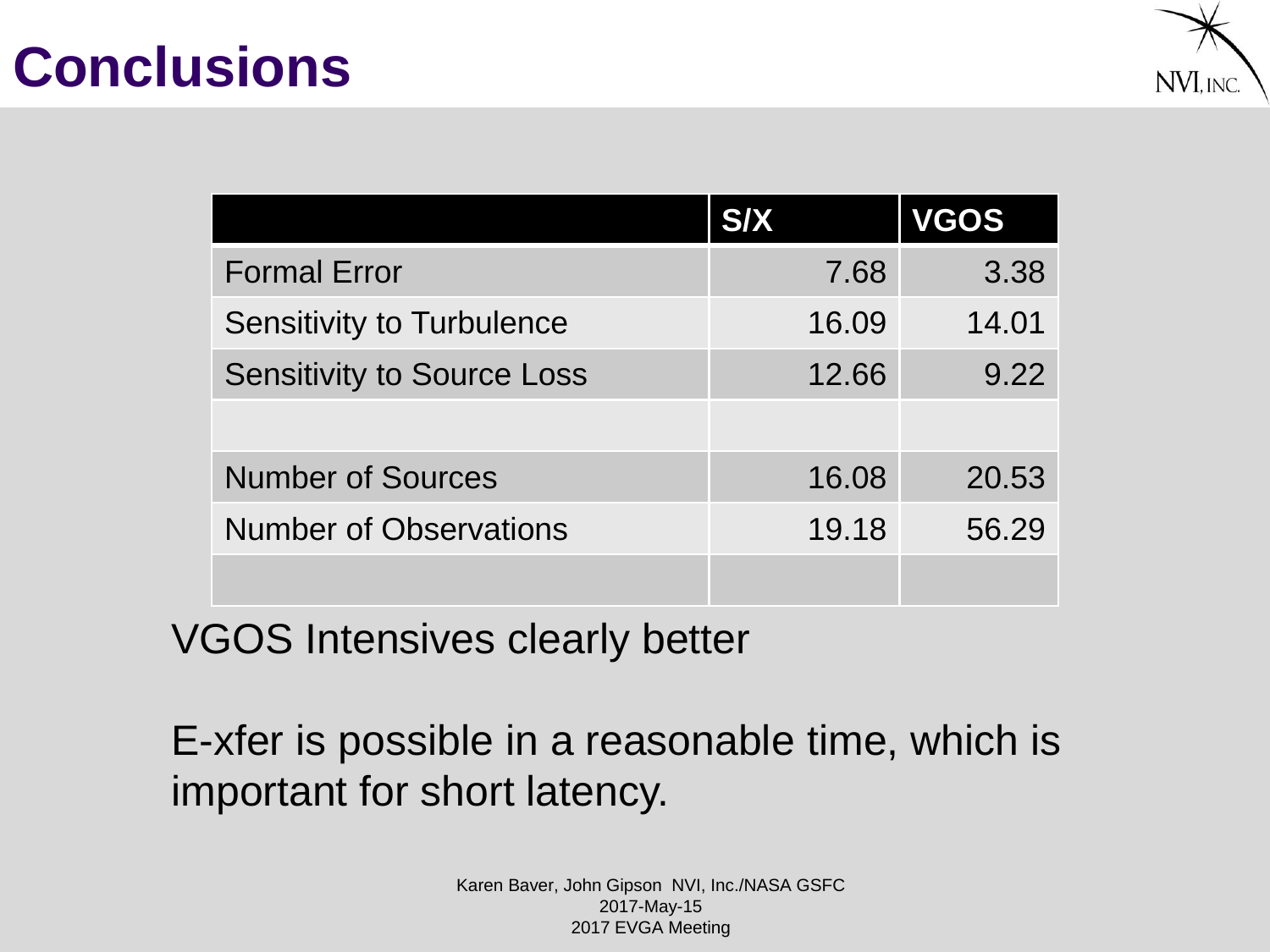# Conclusions

| | S/X | VGOS |
|---|---|---|
| Formal Error | 7.68 | 3.38 |
| Sensitivity to Turbulence | 16.09 | 14.01 |
| Sensitivity to Source Loss | 12.66 | 9.22 |
| | | |
| Number of Sources | 16.08 | 20.53 |
| Number of Observations | 19.18 | 56.29 |
| | | |

VGOS Intensives clearly better

E-xfer is possible in a reasonable time, which is important for short latency.

Karen Baver, John Gipson NVI, Inc./NASA GSFC
2017-May-15
2017 EVGA Meeting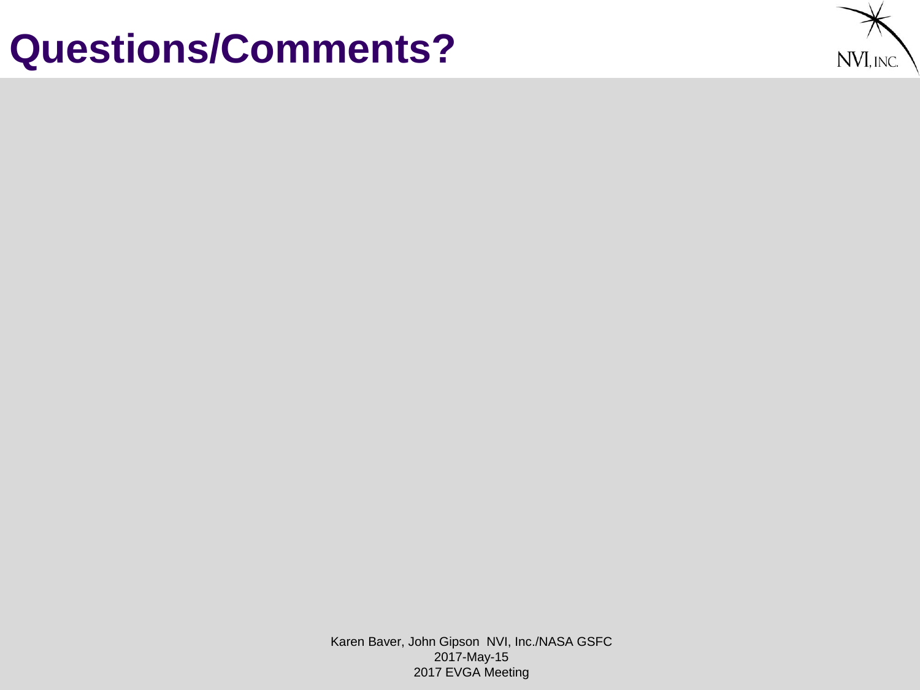# Questions/Comments?

Karen Baver, John Gipson NVI, Inc./NASA GSFC
2017-May-15
2017 EVGA Meeting